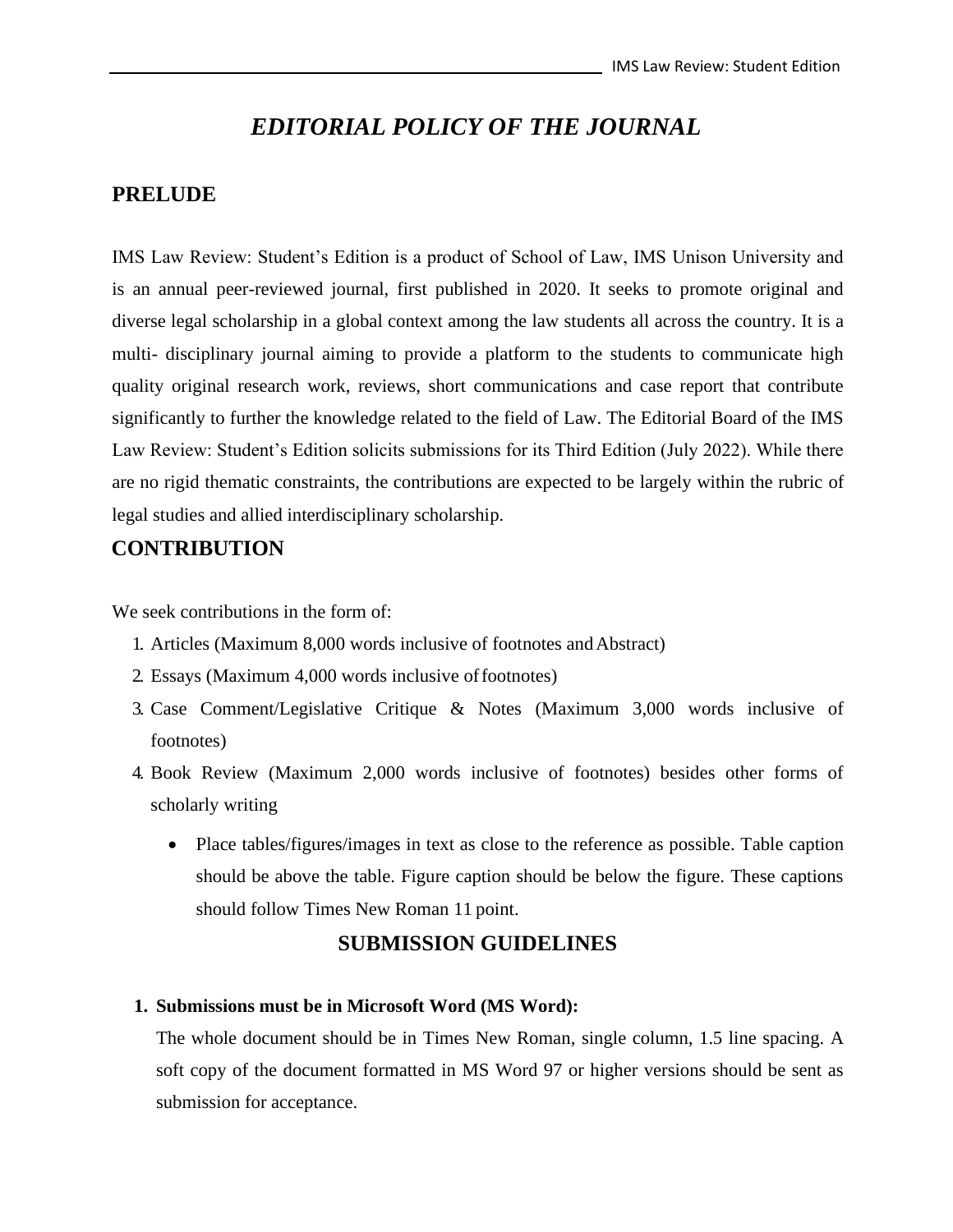# *EDITORIAL POLICY OF THE JOURNAL*

## PRELUDE

IMS Law Review: Student's Edition is a product of School of Law, IMS Unison University and is an annual peer-reviewed journal, first published in 2020. It seeks to promote original and diverse legal scholarship in a global context among the law students all across the country. It is a multi- disciplinary journal aiming to provide a platform to the students to communicate high quality original research work, reviews, short communications and case report that contribute significantly to further the knowledge related to the field of Law. The Editorial Board of the IMS Law Review: Student's Edition solicits submissions for its Third Edition (July 2022). While there are no rigid thematic constraints, the contributions are expected to be largely within the rubric of legal studies and allied interdisciplinary scholarship.

## CONTRIBUTION

We seek contributions in the form of:

1. Articles (Maximum 8,000 words inclusive of footnotes and Abstract)
2. Essays (Maximum 4,000 words inclusive of footnotes)
3. Case Comment/Legislative Critique & Notes (Maximum 3,000 words inclusive of footnotes)
4. Book Review (Maximum 2,000 words inclusive of footnotes) besides other forms of scholarly writing
   - Place tables/figures/images in text as close to the reference as possible. Table caption should be above the table. Figure caption should be below the figure. These captions should follow Times New Roman 11 point.

## SUBMISSION GUIDELINES

1. **Submissions must be in Microsoft Word (MS Word):**
   The whole document should be in Times New Roman, single column, 1.5 line spacing. A soft copy of the document formatted in MS Word 97 or higher versions should be sent as submission for acceptance.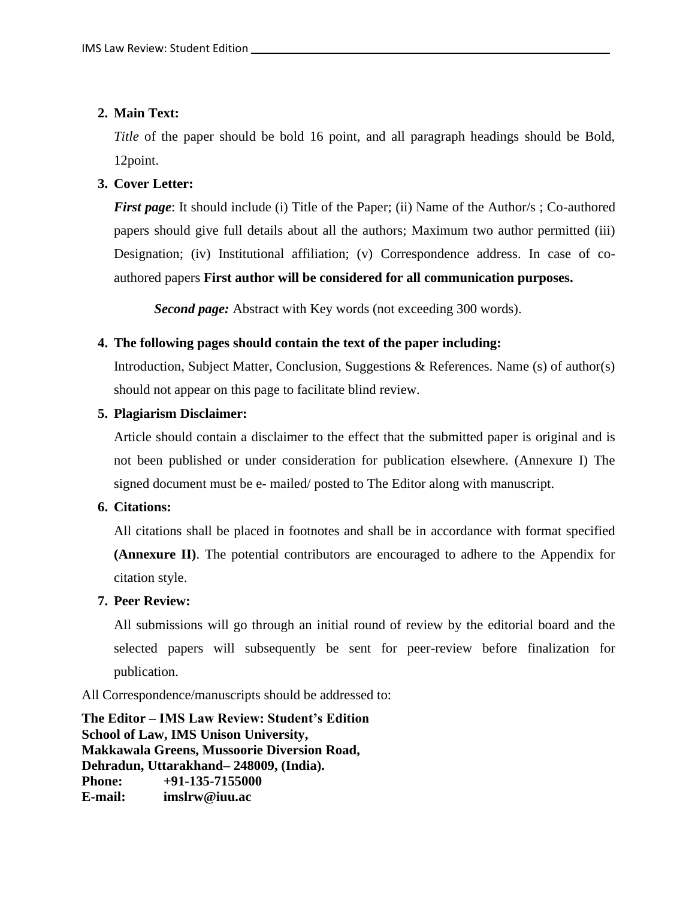2. **Main Text:**

   *Title* of the paper should be bold 16 point, and all paragraph headings should be Bold, 12point.

3. **Cover Letter:**

   ***First page***: It should include (i) Title of the Paper; (ii) Name of the Author/s ; Co-authored papers should give full details about all the authors; Maximum two author permitted (iii) Designation; (iv) Institutional affiliation; (v) Correspondence address. In case of co-authored papers **First author will be considered for all communication purposes.**

   ***Second page:*** Abstract with Key words (not exceeding 300 words).

4. **The following pages should contain the text of the paper including:**

   Introduction, Subject Matter, Conclusion, Suggestions & References. Name (s) of author(s) should not appear on this page to facilitate blind review.

5. **Plagiarism Disclaimer:**

   Article should contain a disclaimer to the effect that the submitted paper is original and is not been published or under consideration for publication elsewhere. (Annexure I) The signed document must be e- mailed/ posted to The Editor along with manuscript.

6. **Citations:**

   All citations shall be placed in footnotes and shall be in accordance with format specified **(Annexure II)**. The potential contributors are encouraged to adhere to the Appendix for citation style.

7. **Peer Review:**

   All submissions will go through an initial round of review by the editorial board and the selected papers will subsequently be sent for peer-review before finalization for publication.

All Correspondence/manuscripts should be addressed to:

**The Editor – IMS Law Review: Student's Edition**
**School of Law, IMS Unison University,**
**Makkawala Greens, Mussoorie Diversion Road,**
**Dehradun, Uttarakhand– 248009, (India).**
**Phone: +91-135-7155000**
**E-mail: imslrw@iuu.ac**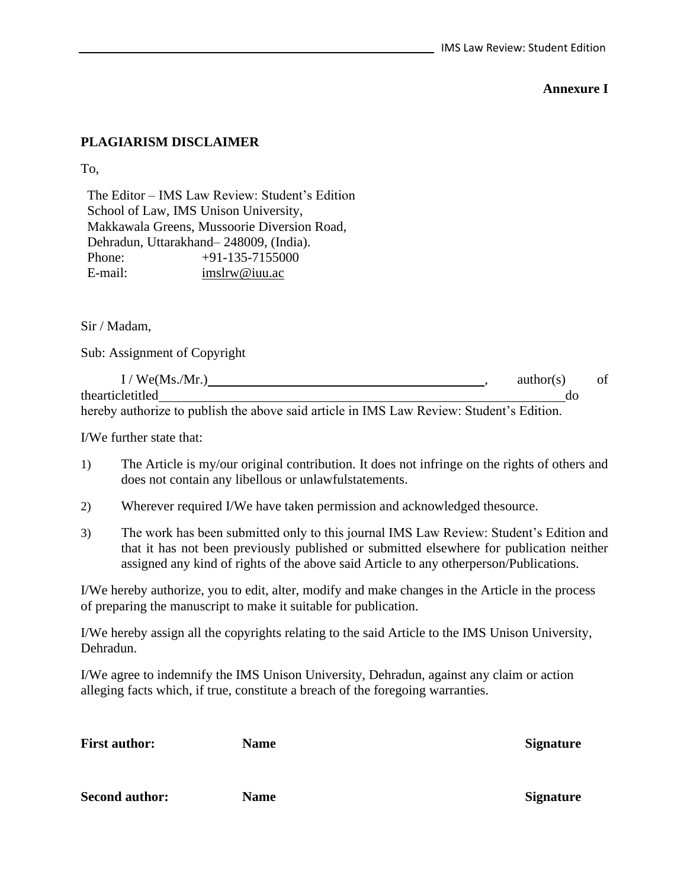**Annexure I**

## PLAGIARISM DISCLAIMER

To,

The Editor – IMS Law Review: Student's Edition
School of Law, IMS Unison University,
Makkawala Greens, Mussoorie Diversion Road,
Dehradun, Uttarakhand– 248009, (India).
Phone: +91-135-7155000
E-mail: imslrw@iuu.ac

Sir / Madam,

Sub: Assignment of Copyright

I / We(Ms./Mr.)\_\_\_\_\_\_\_\_\_\_\_\_\_\_\_\_\_\_\_\_\_\_\_\_\_\_\_\_\_\_\_\_\_\_\_\_\_\_\_\_, author(s) of thearticletitled\_\_\_\_\_\_\_\_\_\_\_\_\_\_\_\_\_\_\_\_\_\_\_\_\_\_\_\_\_\_\_\_\_\_\_\_\_\_\_\_\_\_\_\_\_\_\_\_\_\_\_\_\_\_\_\_\_\_\_\_ do hereby authorize to publish the above said article in IMS Law Review: Student's Edition.

I/We further state that:

1) The Article is my/our original contribution. It does not infringe on the rights of others and does not contain any libellous or unlawfulstatements.
2) Wherever required I/We have taken permission and acknowledged thesource.
3) The work has been submitted only to this journal IMS Law Review: Student's Edition and that it has not been previously published or submitted elsewhere for publication neither assigned any kind of rights of the above said Article to any otherperson/Publications.

I/We hereby authorize, you to edit, alter, modify and make changes in the Article in the process of preparing the manuscript to make it suitable for publication.

I/We hereby assign all the copyrights relating to the said Article to the IMS Unison University, Dehradun.

I/We agree to indemnify the IMS Unison University, Dehradun, against any claim or action alleging facts which, if true, constitute a breach of the foregoing warranties.

**First author:** **Name** **Signature**

**Second author:** **Name** **Signature**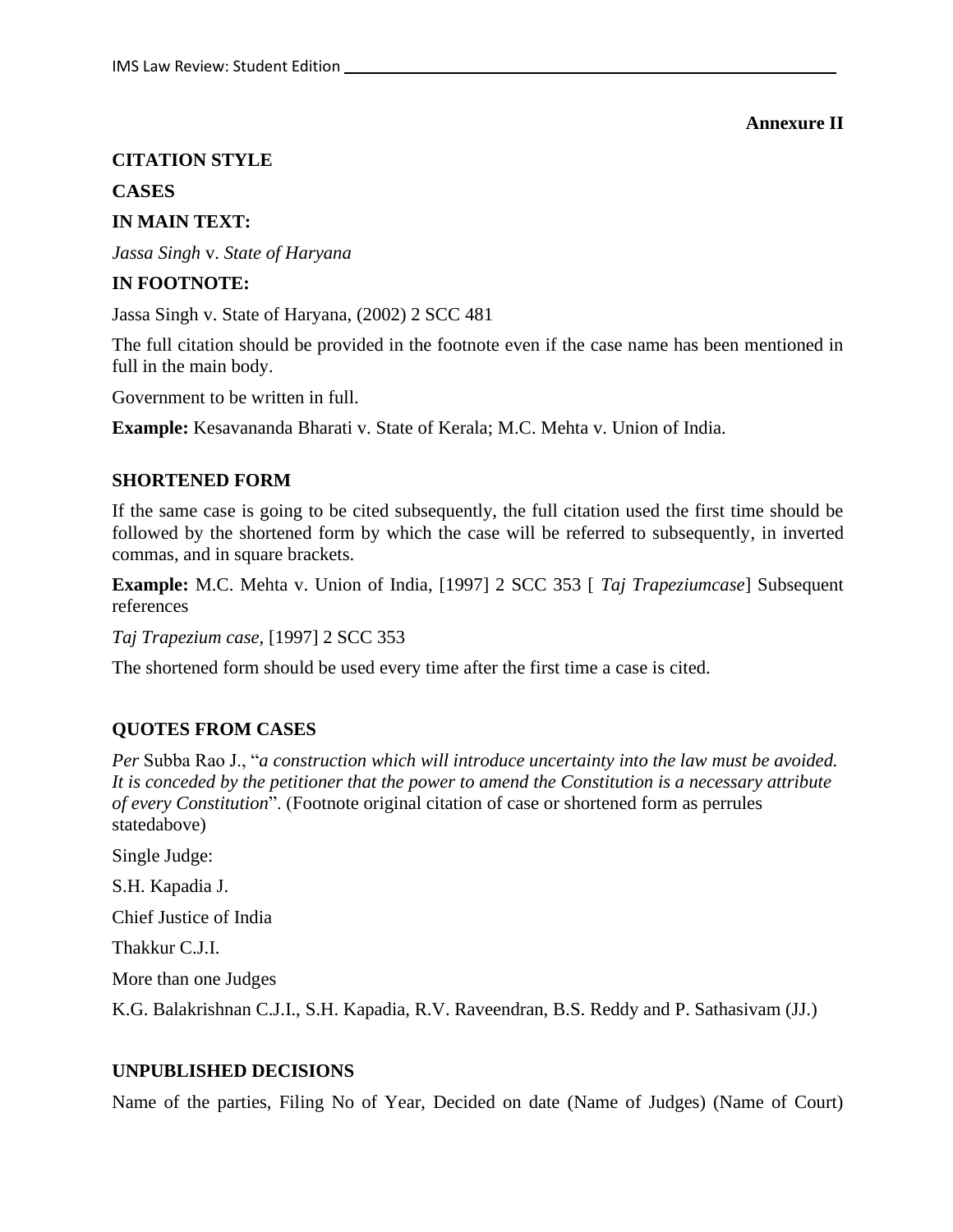**Annexure II**

**CITATION STYLE**

**CASES**

**IN MAIN TEXT:**

*Jassa Singh* v. *State of Haryana*

**IN FOOTNOTE:**

Jassa Singh v. State of Haryana, (2002) 2 SCC 481

The full citation should be provided in the footnote even if the case name has been mentioned in full in the main body.

Government to be written in full.

**Example:** Kesavananda Bharati v. State of Kerala; M.C. Mehta v. Union of India.

**SHORTENED FORM**

If the same case is going to be cited subsequently, the full citation used the first time should be followed by the shortened form by which the case will be referred to subsequently, in inverted commas, and in square brackets.

**Example:** M.C. Mehta v. Union of India, [1997] 2 SCC 353 [ *Taj Trapeziumcase*] Subsequent references

*Taj Trapezium case*, [1997] 2 SCC 353

The shortened form should be used every time after the first time a case is cited.

**QUOTES FROM CASES**

*Per* Subba Rao J., "*a construction which will introduce uncertainty into the law must be avoided. It is conceded by the petitioner that the power to amend the Constitution is a necessary attribute of every Constitution*". (Footnote original citation of case or shortened form as perrules statedabove)

Single Judge:

S.H. Kapadia J.

Chief Justice of India

Thakkur C.J.I.

More than one Judges

K.G. Balakrishnan C.J.I., S.H. Kapadia, R.V. Raveendran, B.S. Reddy and P. Sathasivam (JJ.)

**UNPUBLISHED DECISIONS**

Name of the parties, Filing No of Year, Decided on date (Name of Judges) (Name of Court)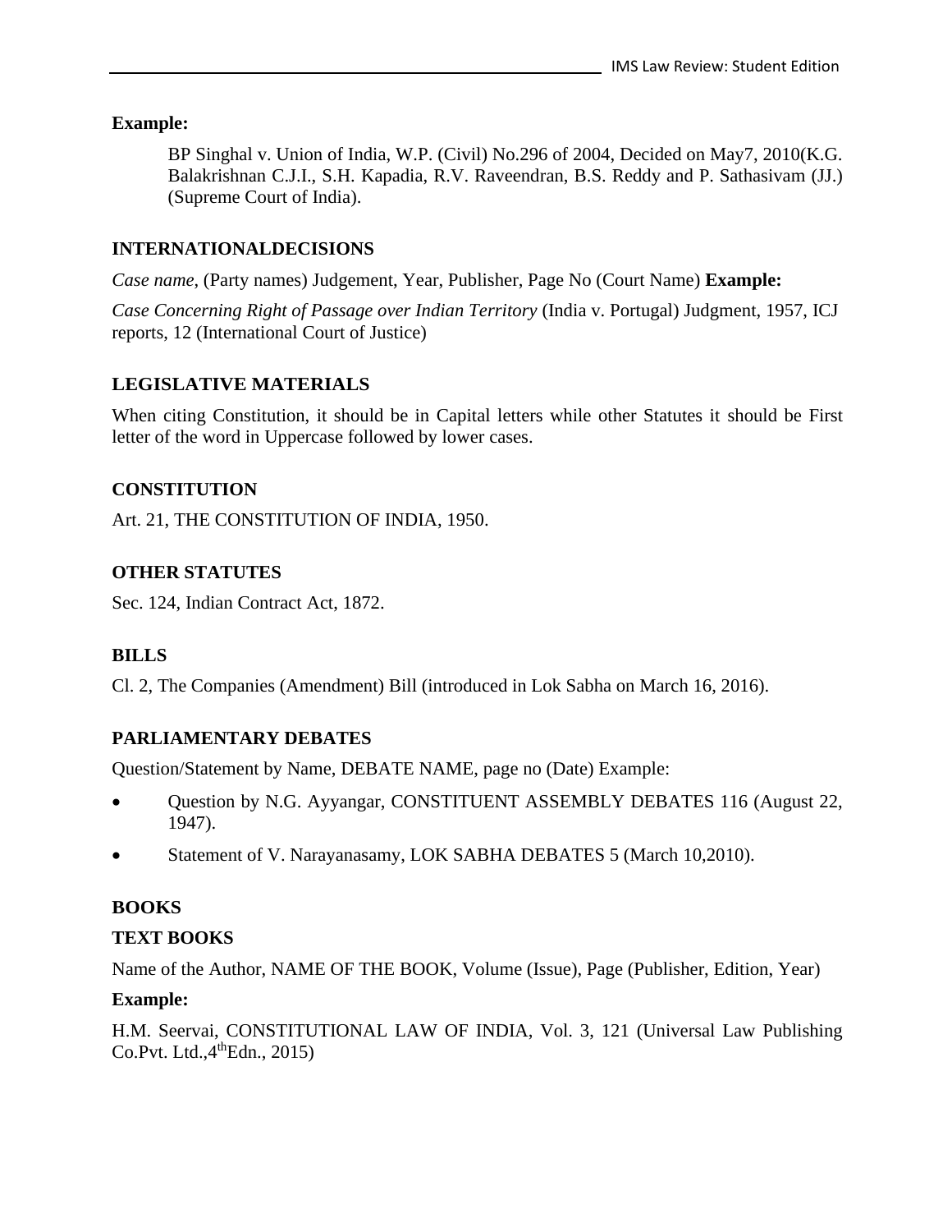**Example:**

BP Singhal v. Union of India, W.P. (Civil) No.296 of 2004, Decided on May7, 2010(K.G. Balakrishnan C.J.I., S.H. Kapadia, R.V. Raveendran, B.S. Reddy and P. Sathasivam (JJ.) (Supreme Court of India).

## INTERNATIONALDECISIONS

*Case name*, (Party names) Judgement, Year, Publisher, Page No (Court Name) **Example:**

*Case Concerning Right of Passage over Indian Territory* (India v. Portugal) Judgment, 1957, ICJ reports, 12 (International Court of Justice)

## LEGISLATIVE MATERIALS

When citing Constitution, it should be in Capital letters while other Statutes it should be First letter of the word in Uppercase followed by lower cases.

## CONSTITUTION

Art. 21, THE CONSTITUTION OF INDIA, 1950.

## OTHER STATUTES

Sec. 124, Indian Contract Act, 1872.

## BILLS

Cl. 2, The Companies (Amendment) Bill (introduced in Lok Sabha on March 16, 2016).

## PARLIAMENTARY DEBATES

Question/Statement by Name, DEBATE NAME, page no (Date) Example:

- Question by N.G. Ayyangar, CONSTITUENT ASSEMBLY DEBATES 116 (August 22, 1947).
- Statement of V. Narayanasamy, LOK SABHA DEBATES 5 (March 10,2010).

## BOOKS

### TEXT BOOKS

Name of the Author, NAME OF THE BOOK, Volume (Issue), Page (Publisher, Edition, Year)

**Example:**

H.M. Seervai, CONSTITUTIONAL LAW OF INDIA, Vol. 3, 121 (Universal Law Publishing Co.Pvt. Ltd.,4thEdn., 2015)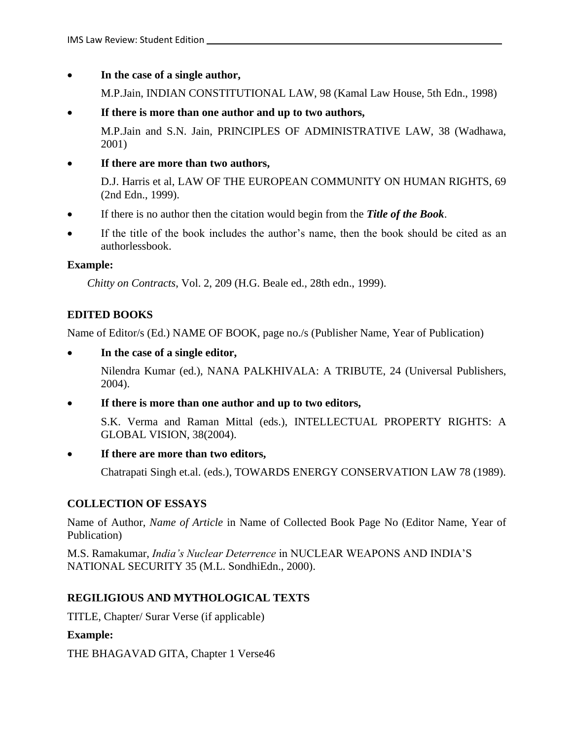- **In the case of a single author,**

  M.P.Jain, INDIAN CONSTITUTIONAL LAW, 98 (Kamal Law House, 5th Edn., 1998)

- **If there is more than one author and up to two authors,**

  M.P.Jain and S.N. Jain, PRINCIPLES OF ADMINISTRATIVE LAW, 38 (Wadhawa, 2001)

- **If there are more than two authors,**

  D.J. Harris et al, LAW OF THE EUROPEAN COMMUNITY ON HUMAN RIGHTS, 69 (2nd Edn., 1999).

- If there is no author then the citation would begin from the ***Title of the Book***.
- If the title of the book includes the author's name, then the book should be cited as an authorlessbook.

**Example:**

*Chitty on Contracts*, Vol. 2, 209 (H.G. Beale ed., 28th edn., 1999).

### EDITED BOOKS

Name of Editor/s (Ed.) NAME OF BOOK, page no./s (Publisher Name, Year of Publication)

- **In the case of a single editor,**

  Nilendra Kumar (ed.), NANA PALKHIVALA: A TRIBUTE, 24 (Universal Publishers, 2004).

- **If there is more than one author and up to two editors,**

  S.K. Verma and Raman Mittal (eds.), INTELLECTUAL PROPERTY RIGHTS: A GLOBAL VISION, 38(2004).

- **If there are more than two editors,**

  Chatrapati Singh et.al. (eds.), TOWARDS ENERGY CONSERVATION LAW 78 (1989).

### COLLECTION OF ESSAYS

Name of Author, *Name of Article* in Name of Collected Book Page No (Editor Name, Year of Publication)

M.S. Ramakumar, *India's Nuclear Deterrence* in NUCLEAR WEAPONS AND INDIA'S NATIONAL SECURITY 35 (M.L. SondhiEdn., 2000).

### REGILIGIOUS AND MYTHOLOGICAL TEXTS

TITLE, Chapter/ Surar Verse (if applicable)

**Example:**

THE BHAGAVAD GITA, Chapter 1 Verse46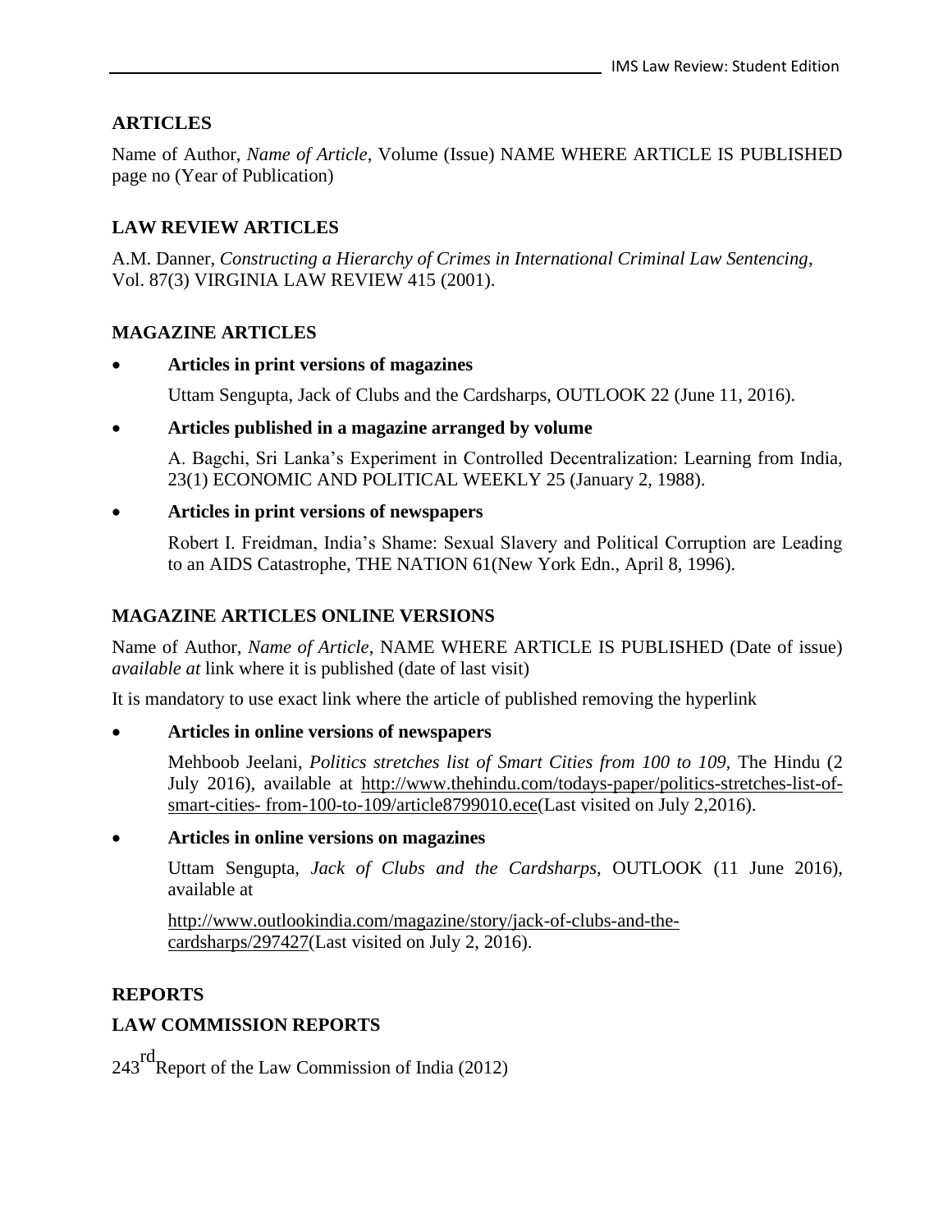## ARTICLES

Name of Author, *Name of Article*, Volume (Issue) NAME WHERE ARTICLE IS PUBLISHED page no (Year of Publication)

## LAW REVIEW ARTICLES

A.M. Danner, *Constructing a Hierarchy of Crimes in International Criminal Law Sentencing*, Vol. 87(3) VIRGINIA LAW REVIEW 415 (2001).

## MAGAZINE ARTICLES

- **Articles in print versions of magazines**

  Uttam Sengupta, Jack of Clubs and the Cardsharps, OUTLOOK 22 (June 11, 2016).

- **Articles published in a magazine arranged by volume**

  A. Bagchi, Sri Lanka's Experiment in Controlled Decentralization: Learning from India, 23(1) ECONOMIC AND POLITICAL WEEKLY 25 (January 2, 1988).

- **Articles in print versions of newspapers**

  Robert I. Freidman, India's Shame: Sexual Slavery and Political Corruption are Leading to an AIDS Catastrophe, THE NATION 61(New York Edn., April 8, 1996).

## MAGAZINE ARTICLES ONLINE VERSIONS

Name of Author, *Name of Article*, NAME WHERE ARTICLE IS PUBLISHED (Date of issue) *available at* link where it is published (date of last visit)

It is mandatory to use exact link where the article of published removing the hyperlink

- **Articles in online versions of newspapers**

  Mehboob Jeelani, *Politics stretches list of Smart Cities from 100 to 109,* The Hindu (2 July 2016), available at http://www.thehindu.com/todays-paper/politics-stretches-list-of-smart-cities- from-100-to-109/article8799010.ece(Last visited on July 2,2016).

- **Articles in online versions on magazines**

  Uttam Sengupta, *Jack of Clubs and the Cardsharps,* OUTLOOK (11 June 2016), available at

  http://www.outlookindia.com/magazine/story/jack-of-clubs-and-the-cardsharps/297427(Last visited on July 2, 2016).

## REPORTS

## LAW COMMISSION REPORTS

243rd Report of the Law Commission of India (2012)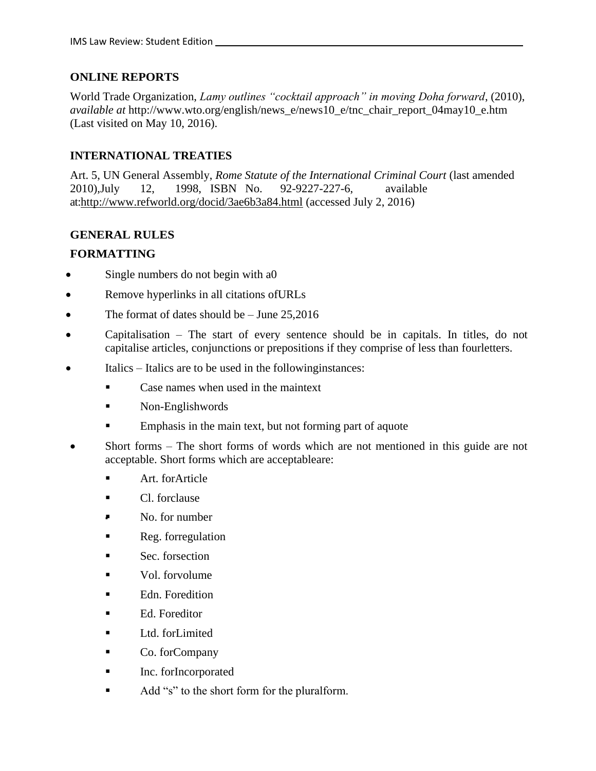## ONLINE REPORTS

World Trade Organization, *Lamy outlines "cocktail approach" in moving Doha forward*, (2010), *available at* http://www.wto.org/english/news_e/news10_e/tnc_chair_report_04may10_e.htm (Last visited on May 10, 2016).

## INTERNATIONAL TREATIES

Art. 5, UN General Assembly, *Rome Statute of the International Criminal Court* (last amended 2010),July 12, 1998, ISBN No. 92-9227-227-6, available at:http://www.refworld.org/docid/3ae6b3a84.html (accessed July 2, 2016)

## GENERAL RULES

## FORMATTING

- Single numbers do not begin with a0
- Remove hyperlinks in all citations ofURLs
- The format of dates should be – June 25,2016
- Capitalisation – The start of every sentence should be in capitals. In titles, do not capitalise articles, conjunctions or prepositions if they comprise of less than fourletters.
- Italics – Italics are to be used in the followinginstances:
  - Case names when used in the maintext
  - Non-Englishwords
  - Emphasis in the main text, but not forming part of aquote
- Short forms – The short forms of words which are not mentioned in this guide are not acceptable. Short forms which are acceptableare:
  - Art. forArticle
  - Cl. forclause
  - No. for number
  - Reg. forregulation
  - Sec. forsection
  - Vol. forvolume
  - Edn. Foredition
  - Ed. Foreditor
  - Ltd. forLimited
  - Co. forCompany
  - Inc. forIncorporated
  - Add "s" to the short form for the pluralform.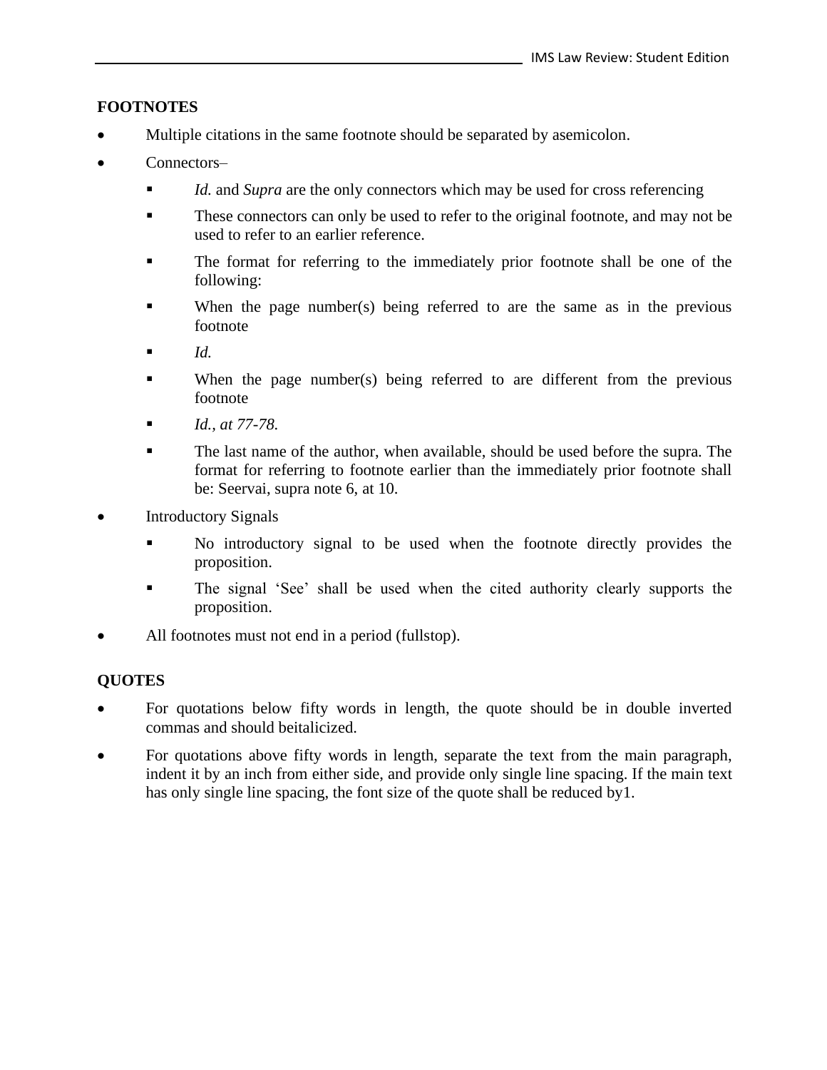**FOOTNOTES**

- Multiple citations in the same footnote should be separated by asemicolon.
- Connectors–
    - *Id.* and *Supra* are the only connectors which may be used for cross referencing
    - These connectors can only be used to refer to the original footnote, and may not be used to refer to an earlier reference.
    - The format for referring to the immediately prior footnote shall be one of the following:
    - When the page number(s) being referred to are the same as in the previous footnote
    - *Id.*
    - When the page number(s) being referred to are different from the previous footnote
    - *Id., at 77-78.*
    - The last name of the author, when available, should be used before the supra. The format for referring to footnote earlier than the immediately prior footnote shall be: Seervai, supra note 6, at 10.
- Introductory Signals
    - No introductory signal to be used when the footnote directly provides the proposition.
    - The signal 'See' shall be used when the cited authority clearly supports the proposition.
- All footnotes must not end in a period (fullstop).

**QUOTES**

- For quotations below fifty words in length, the quote should be in double inverted commas and should beitalicized.
- For quotations above fifty words in length, separate the text from the main paragraph, indent it by an inch from either side, and provide only single line spacing. If the main text has only single line spacing, the font size of the quote shall be reduced by1.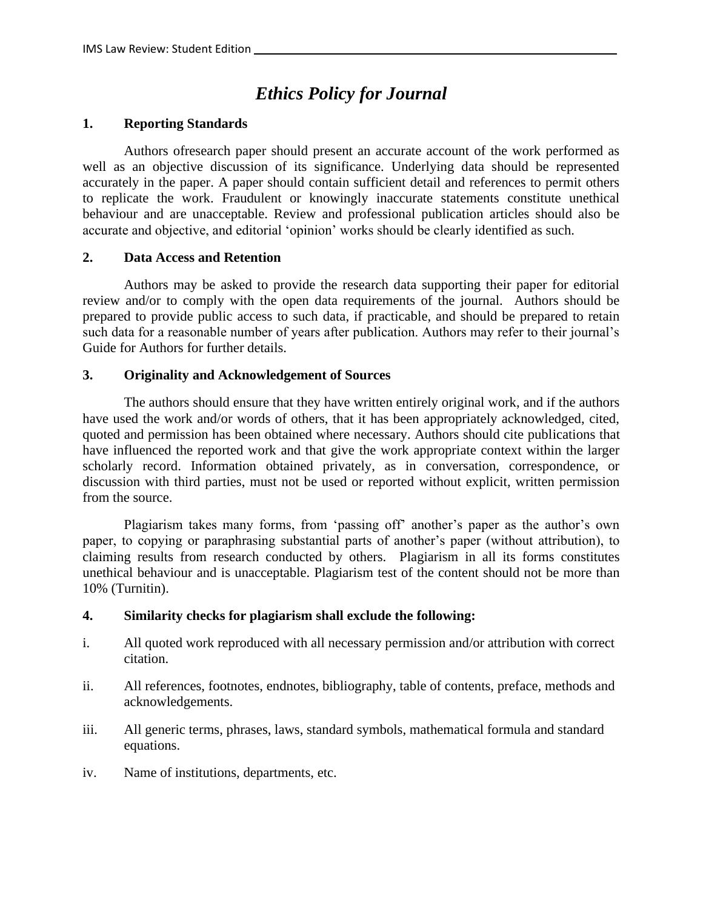# *Ethics Policy for Journal*

## 1. Reporting Standards

Authors ofresearch paper should present an accurate account of the work performed as well as an objective discussion of its significance. Underlying data should be represented accurately in the paper. A paper should contain sufficient detail and references to permit others to replicate the work. Fraudulent or knowingly inaccurate statements constitute unethical behaviour and are unacceptable. Review and professional publication articles should also be accurate and objective, and editorial 'opinion' works should be clearly identified as such.

## 2. Data Access and Retention

Authors may be asked to provide the research data supporting their paper for editorial review and/or to comply with the open data requirements of the journal. Authors should be prepared to provide public access to such data, if practicable, and should be prepared to retain such data for a reasonable number of years after publication. Authors may refer to their journal's Guide for Authors for further details.

## 3. Originality and Acknowledgement of Sources

The authors should ensure that they have written entirely original work, and if the authors have used the work and/or words of others, that it has been appropriately acknowledged, cited, quoted and permission has been obtained where necessary. Authors should cite publications that have influenced the reported work and that give the work appropriate context within the larger scholarly record. Information obtained privately, as in conversation, correspondence, or discussion with third parties, must not be used or reported without explicit, written permission from the source.

Plagiarism takes many forms, from 'passing off' another's paper as the author's own paper, to copying or paraphrasing substantial parts of another's paper (without attribution), to claiming results from research conducted by others. Plagiarism in all its forms constitutes unethical behaviour and is unacceptable. Plagiarism test of the content should not be more than 10% (Turnitin).

## 4. Similarity checks for plagiarism shall exclude the following:

i. All quoted work reproduced with all necessary permission and/or attribution with correct citation.

ii. All references, footnotes, endnotes, bibliography, table of contents, preface, methods and acknowledgements.

iii. All generic terms, phrases, laws, standard symbols, mathematical formula and standard equations.

iv. Name of institutions, departments, etc.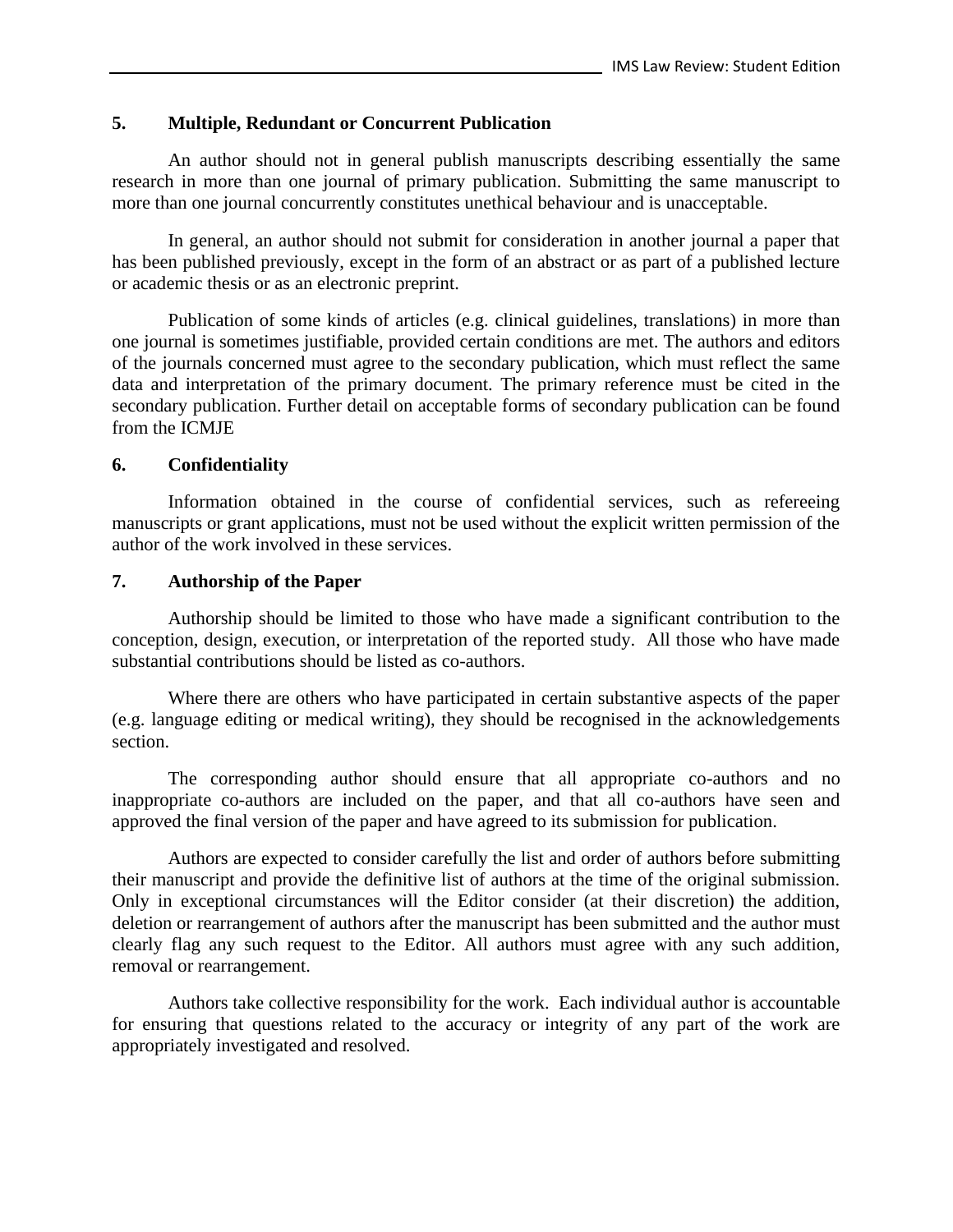## 5. Multiple, Redundant or Concurrent Publication

An author should not in general publish manuscripts describing essentially the same research in more than one journal of primary publication. Submitting the same manuscript to more than one journal concurrently constitutes unethical behaviour and is unacceptable.

In general, an author should not submit for consideration in another journal a paper that has been published previously, except in the form of an abstract or as part of a published lecture or academic thesis or as an electronic preprint.

Publication of some kinds of articles (e.g. clinical guidelines, translations) in more than one journal is sometimes justifiable, provided certain conditions are met. The authors and editors of the journals concerned must agree to the secondary publication, which must reflect the same data and interpretation of the primary document. The primary reference must be cited in the secondary publication. Further detail on acceptable forms of secondary publication can be found from the ICMJE

## 6. Confidentiality

Information obtained in the course of confidential services, such as refereeing manuscripts or grant applications, must not be used without the explicit written permission of the author of the work involved in these services.

## 7. Authorship of the Paper

Authorship should be limited to those who have made a significant contribution to the conception, design, execution, or interpretation of the reported study. All those who have made substantial contributions should be listed as co-authors.

Where there are others who have participated in certain substantive aspects of the paper (e.g. language editing or medical writing), they should be recognised in the acknowledgements section.

The corresponding author should ensure that all appropriate co-authors and no inappropriate co-authors are included on the paper, and that all co-authors have seen and approved the final version of the paper and have agreed to its submission for publication.

Authors are expected to consider carefully the list and order of authors before submitting their manuscript and provide the definitive list of authors at the time of the original submission. Only in exceptional circumstances will the Editor consider (at their discretion) the addition, deletion or rearrangement of authors after the manuscript has been submitted and the author must clearly flag any such request to the Editor. All authors must agree with any such addition, removal or rearrangement.

Authors take collective responsibility for the work. Each individual author is accountable for ensuring that questions related to the accuracy or integrity of any part of the work are appropriately investigated and resolved.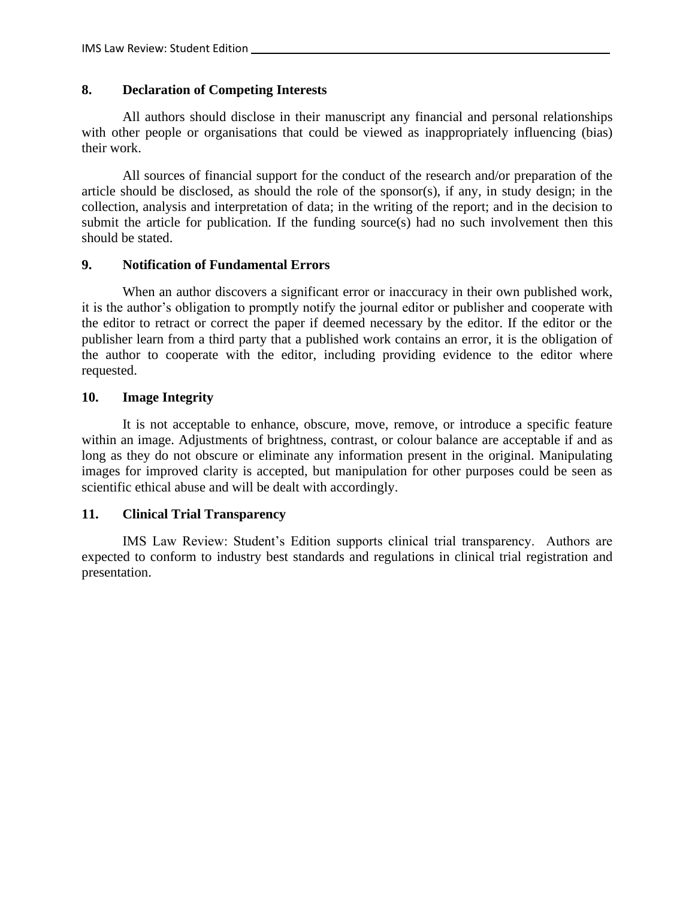## 8. Declaration of Competing Interests

All authors should disclose in their manuscript any financial and personal relationships with other people or organisations that could be viewed as inappropriately influencing (bias) their work.

All sources of financial support for the conduct of the research and/or preparation of the article should be disclosed, as should the role of the sponsor(s), if any, in study design; in the collection, analysis and interpretation of data; in the writing of the report; and in the decision to submit the article for publication. If the funding source(s) had no such involvement then this should be stated.

## 9. Notification of Fundamental Errors

When an author discovers a significant error or inaccuracy in their own published work, it is the author's obligation to promptly notify the journal editor or publisher and cooperate with the editor to retract or correct the paper if deemed necessary by the editor. If the editor or the publisher learn from a third party that a published work contains an error, it is the obligation of the author to cooperate with the editor, including providing evidence to the editor where requested.

## 10. Image Integrity

It is not acceptable to enhance, obscure, move, remove, or introduce a specific feature within an image. Adjustments of brightness, contrast, or colour balance are acceptable if and as long as they do not obscure or eliminate any information present in the original. Manipulating images for improved clarity is accepted, but manipulation for other purposes could be seen as scientific ethical abuse and will be dealt with accordingly.

## 11. Clinical Trial Transparency

IMS Law Review: Student's Edition supports clinical trial transparency. Authors are expected to conform to industry best standards and regulations in clinical trial registration and presentation.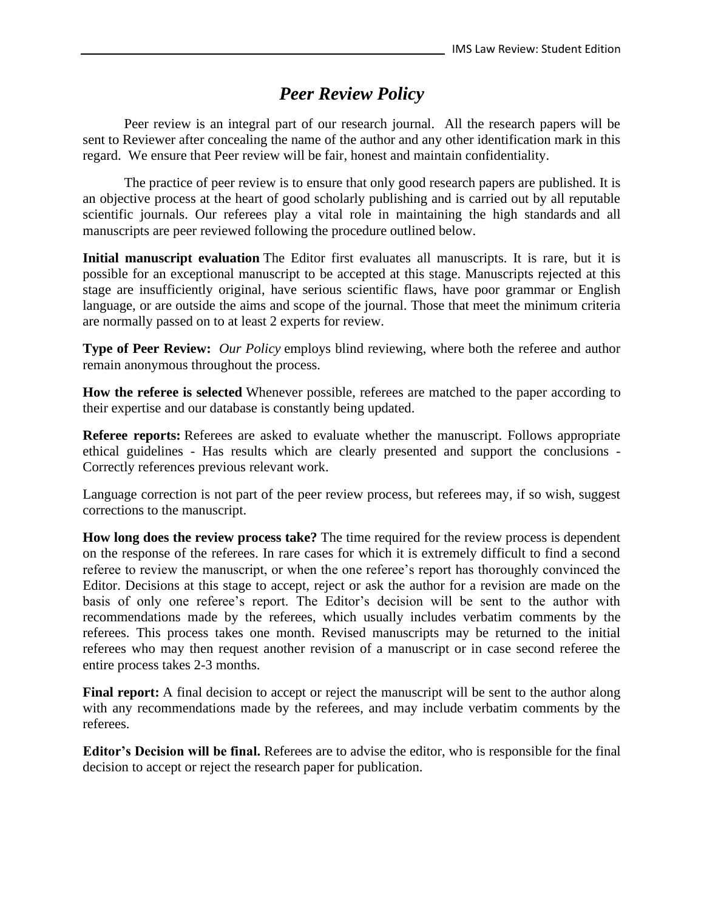# *Peer Review Policy*

Peer review is an integral part of our research journal. All the research papers will be sent to Reviewer after concealing the name of the author and any other identification mark in this regard. We ensure that Peer review will be fair, honest and maintain confidentiality.

The practice of peer review is to ensure that only good research papers are published. It is an objective process at the heart of good scholarly publishing and is carried out by all reputable scientific journals. Our referees play a vital role in maintaining the high standards and all manuscripts are peer reviewed following the procedure outlined below.

**Initial manuscript evaluation** The Editor first evaluates all manuscripts. It is rare, but it is possible for an exceptional manuscript to be accepted at this stage. Manuscripts rejected at this stage are insufficiently original, have serious scientific flaws, have poor grammar or English language, or are outside the aims and scope of the journal. Those that meet the minimum criteria are normally passed on to at least 2 experts for review.

**Type of Peer Review:** *Our Policy* employs blind reviewing, where both the referee and author remain anonymous throughout the process.

**How the referee is selected** Whenever possible, referees are matched to the paper according to their expertise and our database is constantly being updated.

**Referee reports:** Referees are asked to evaluate whether the manuscript. Follows appropriate ethical guidelines - Has results which are clearly presented and support the conclusions - Correctly references previous relevant work.

Language correction is not part of the peer review process, but referees may, if so wish, suggest corrections to the manuscript.

**How long does the review process take?** The time required for the review process is dependent on the response of the referees. In rare cases for which it is extremely difficult to find a second referee to review the manuscript, or when the one referee's report has thoroughly convinced the Editor. Decisions at this stage to accept, reject or ask the author for a revision are made on the basis of only one referee's report. The Editor's decision will be sent to the author with recommendations made by the referees, which usually includes verbatim comments by the referees. This process takes one month. Revised manuscripts may be returned to the initial referees who may then request another revision of a manuscript or in case second referee the entire process takes 2-3 months.

**Final report:** A final decision to accept or reject the manuscript will be sent to the author along with any recommendations made by the referees, and may include verbatim comments by the referees.

**Editor's Decision will be final.** Referees are to advise the editor, who is responsible for the final decision to accept or reject the research paper for publication.